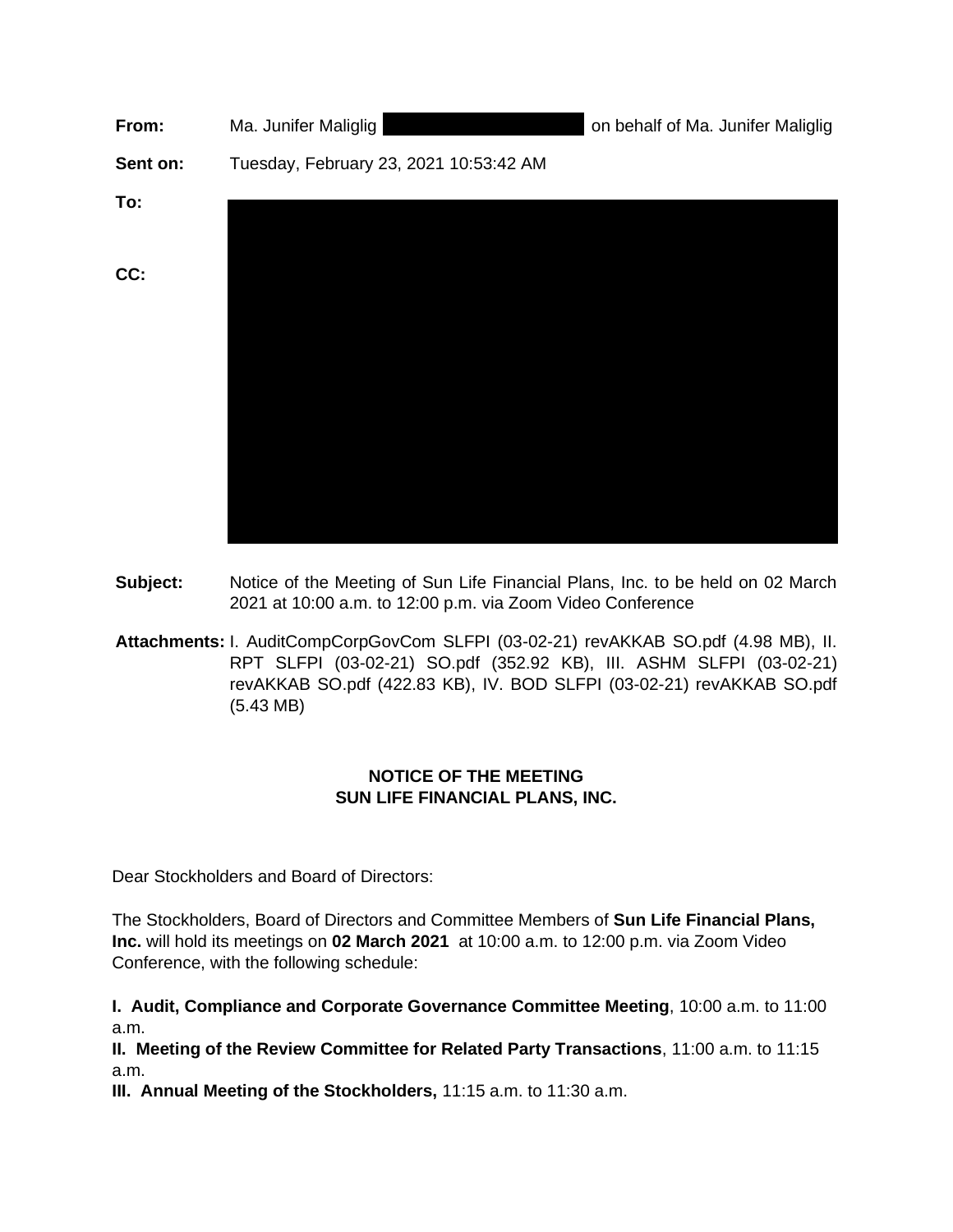**From:** Ma. Junifer Maliglig on behalf of Ma. Junifer Maliglig

**Sent on:** Tuesday, February 23, 2021 10:53:42 AM

**To:**

**CC:**

**Subject:** Notice of the Meeting of Sun Life Financial Plans, Inc. to be held on 02 March 2021 at 10:00 a.m. to 12:00 p.m. via Zoom Video Conference

**Attachments:** I. AuditCompCorpGovCom SLFPI (03-02-21) revAKKAB SO.pdf (4.98 MB), II. RPT SLFPI (03-02-21) SO.pdf (352.92 KB), III. ASHM SLFPI (03-02-21) revAKKAB SO.pdf (422.83 KB), IV. BOD SLFPI (03-02-21) revAKKAB SO.pdf (5.43 MB)

**NOTICE OF THE MEETING**
**SUN LIFE FINANCIAL PLANS, INC.**

Dear Stockholders and Board of Directors:

The Stockholders, Board of Directors and Committee Members of **Sun Life Financial Plans, Inc.** will hold its meetings on **02 March 2021** at 10:00 a.m. to 12:00 p.m. via Zoom Video Conference, with the following schedule:

**I. Audit, Compliance and Corporate Governance Committee Meeting**, 10:00 a.m. to 11:00 a.m.
**II. Meeting of the Review Committee for Related Party Transactions**, 11:00 a.m. to 11:15 a.m.
**III. Annual Meeting of the Stockholders,** 11:15 a.m. to 11:30 a.m.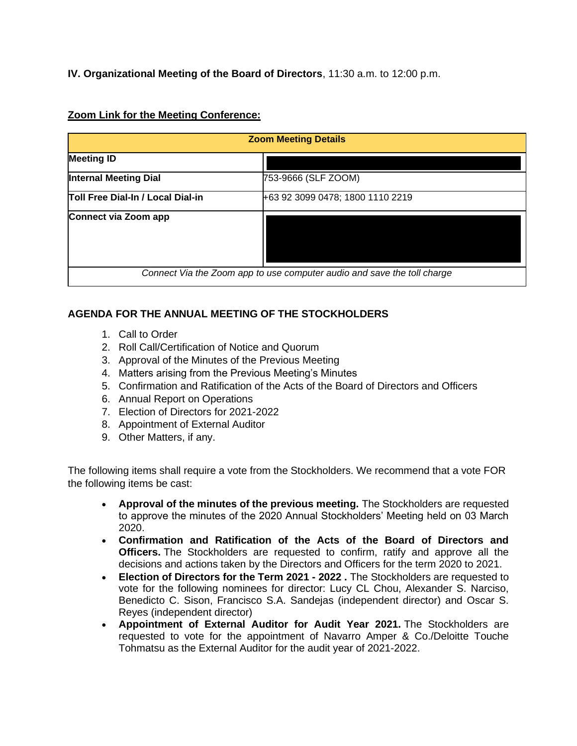**IV. Organizational Meeting of the Board of Directors**, 11:30 a.m. to 12:00 p.m.

**Zoom Link for the Meeting Conference:**

| Zoom Meeting Details | |
|---|---|
| **Meeting ID** | |
| **Internal Meeting Dial** | 753-9666 (SLF ZOOM) |
| **Toll Free Dial-In / Local Dial-in** | +63 92 3099 0478; 1800 1110 2219 |
| **Connect via Zoom app** | |
| *Connect Via the Zoom app to use computer audio and save the toll charge* | |

**AGENDA FOR THE ANNUAL MEETING OF THE STOCKHOLDERS**

1. Call to Order
2. Roll Call/Certification of Notice and Quorum
3. Approval of the Minutes of the Previous Meeting
4. Matters arising from the Previous Meeting's Minutes
5. Confirmation and Ratification of the Acts of the Board of Directors and Officers
6. Annual Report on Operations
7. Election of Directors for 2021-2022
8. Appointment of External Auditor
9. Other Matters, if any.

The following items shall require a vote from the Stockholders. We recommend that a vote FOR the following items be cast:

- **Approval of the minutes of the previous meeting.** The Stockholders are requested to approve the minutes of the 2020 Annual Stockholders' Meeting held on 03 March 2020.
- **Confirmation and Ratification of the Acts of the Board of Directors and Officers.** The Stockholders are requested to confirm, ratify and approve all the decisions and actions taken by the Directors and Officers for the term 2020 to 2021.
- **Election of Directors for the Term 2021 - 2022 .** The Stockholders are requested to vote for the following nominees for director: Lucy CL Chou, Alexander S. Narciso, Benedicto C. Sison, Francisco S.A. Sandejas (independent director) and Oscar S. Reyes (independent director)
- **Appointment of External Auditor for Audit Year 2021.** The Stockholders are requested to vote for the appointment of Navarro Amper & Co./Deloitte Touche Tohmatsu as the External Auditor for the audit year of 2021-2022.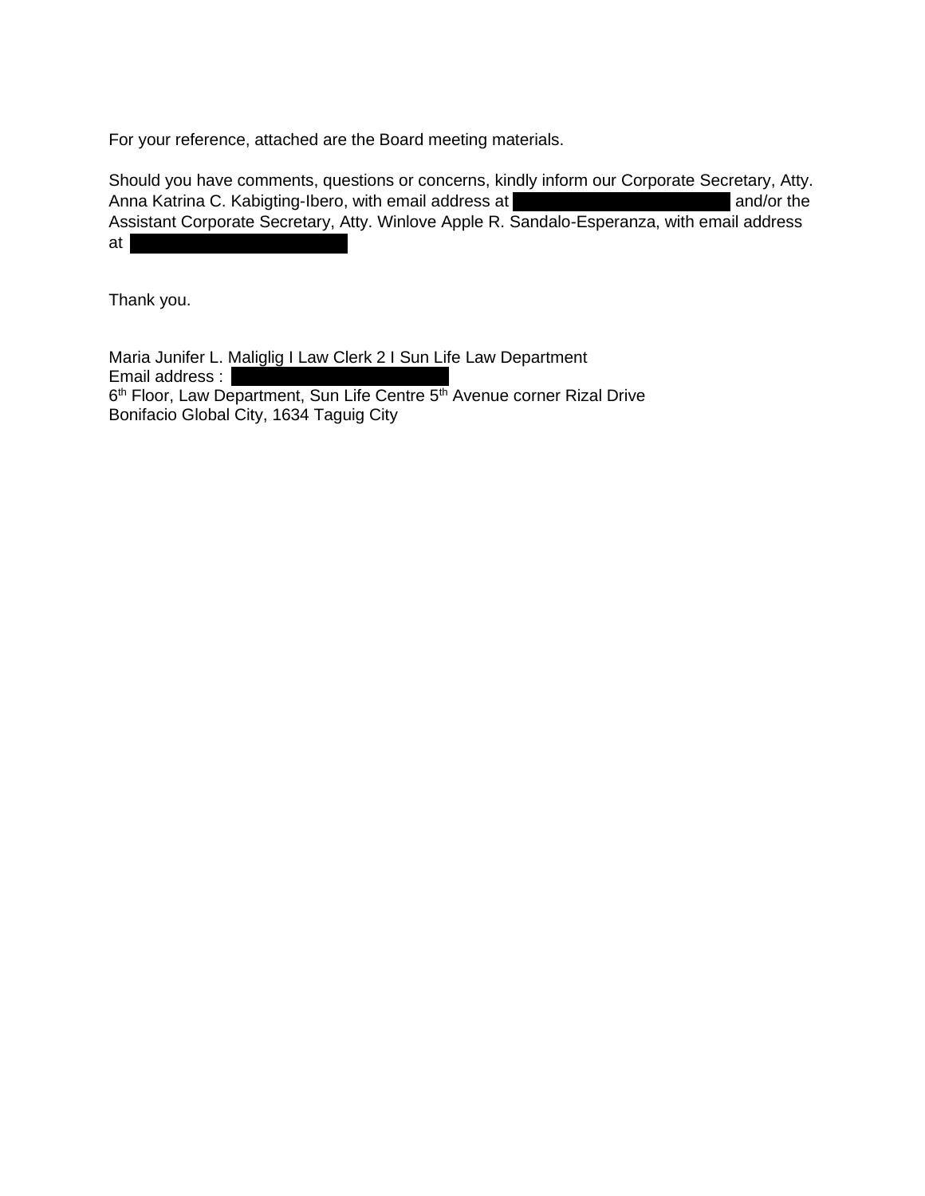For your reference, attached are the Board meeting materials.

Should you have comments, questions or concerns, kindly inform our Corporate Secretary, Atty. Anna Katrina C. Kabigting-Ibero, with email address at [REDACTED] and/or the Assistant Corporate Secretary, Atty. Winlove Apple R. Sandalo-Esperanza, with email address at [REDACTED]

Thank you.

Maria Junifer L. Maliglig I Law Clerk 2 I Sun Life Law Department
Email address : [REDACTED]
6th Floor, Law Department, Sun Life Centre 5th Avenue corner Rizal Drive
Bonifacio Global City, 1634 Taguig City